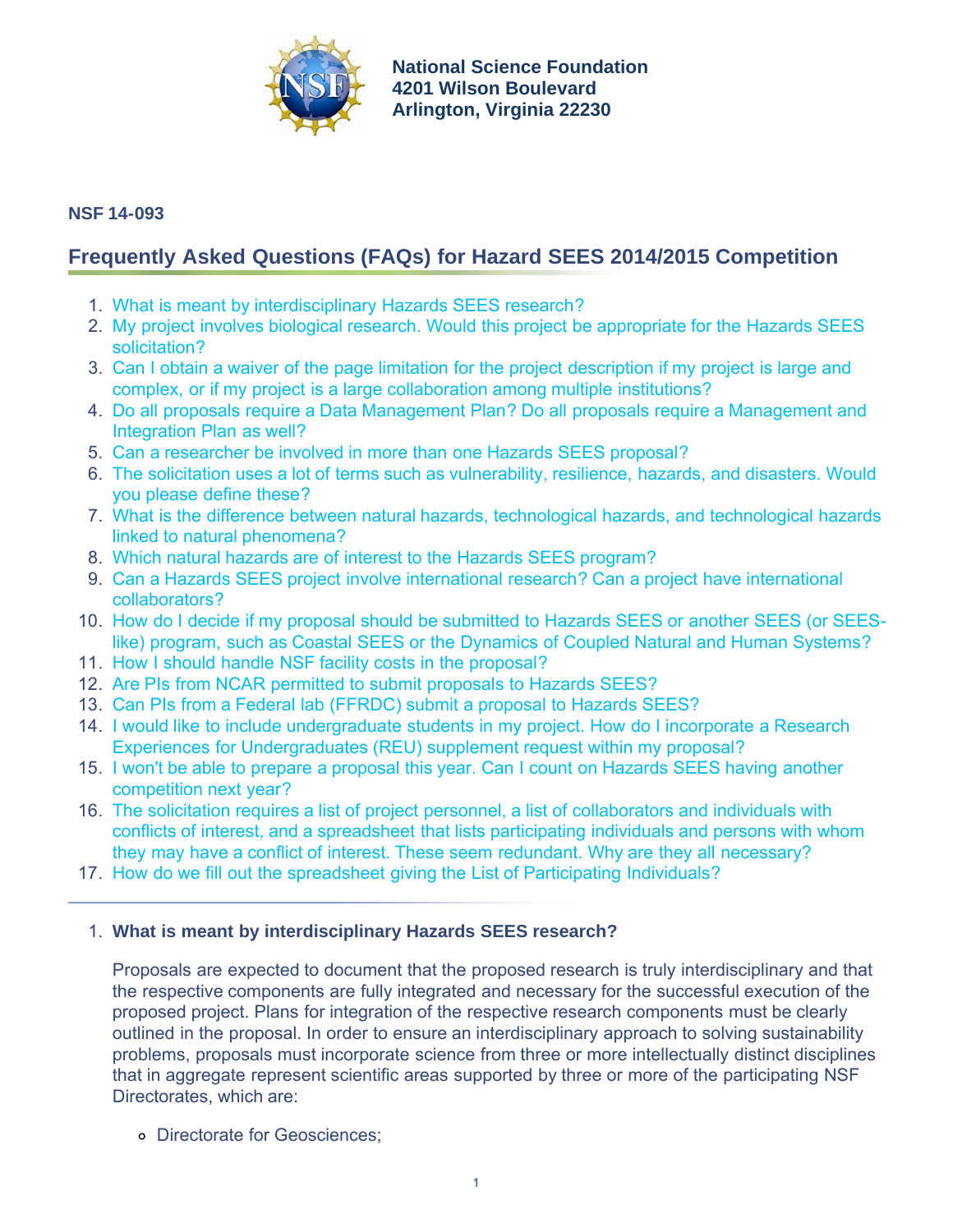National Science Foundation
4201 Wilson Boulevard
Arlington, Virginia 22230

**NSF 14-093**

## Frequently Asked Questions (FAQs) for Hazard SEES 2014/2015 Competition

1. What is meant by interdisciplinary Hazards SEES research?
2. My project involves biological research. Would this project be appropriate for the Hazards SEES solicitation?
3. Can I obtain a waiver of the page limitation for the project description if my project is large and complex, or if my project is a large collaboration among multiple institutions?
4. Do all proposals require a Data Management Plan? Do all proposals require a Management and Integration Plan as well?
5. Can a researcher be involved in more than one Hazards SEES proposal?
6. The solicitation uses a lot of terms such as vulnerability, resilience, hazards, and disasters. Would you please define these?
7. What is the difference between natural hazards, technological hazards, and technological hazards linked to natural phenomena?
8. Which natural hazards are of interest to the Hazards SEES program?
9. Can a Hazards SEES project involve international research? Can a project have international collaborators?
10. How do I decide if my proposal should be submitted to Hazards SEES or another SEES (or SEES-like) program, such as Coastal SEES or the Dynamics of Coupled Natural and Human Systems?
11. How I should handle NSF facility costs in the proposal?
12. Are PIs from NCAR permitted to submit proposals to Hazards SEES?
13. Can PIs from a Federal lab (FFRDC) submit a proposal to Hazards SEES?
14. I would like to include undergraduate students in my project. How do I incorporate a Research Experiences for Undergraduates (REU) supplement request within my proposal?
15. I won't be able to prepare a proposal this year. Can I count on Hazards SEES having another competition next year?
16. The solicitation requires a list of project personnel, a list of collaborators and individuals with conflicts of interest, and a spreadsheet that lists participating individuals and persons with whom they may have a conflict of interest. These seem redundant. Why are they all necessary?
17. How do we fill out the spreadsheet giving the List of Participating Individuals?

---

1. **What is meant by interdisciplinary Hazards SEES research?**

   Proposals are expected to document that the proposed research is truly interdisciplinary and that the respective components are fully integrated and necessary for the successful execution of the proposed project. Plans for integration of the respective research components must be clearly outlined in the proposal. In order to ensure an interdisciplinary approach to solving sustainability problems, proposals must incorporate science from three or more intellectually distinct disciplines that in aggregate represent scientific areas supported by three or more of the participating NSF Directorates, which are:

   - Directorate for Geosciences;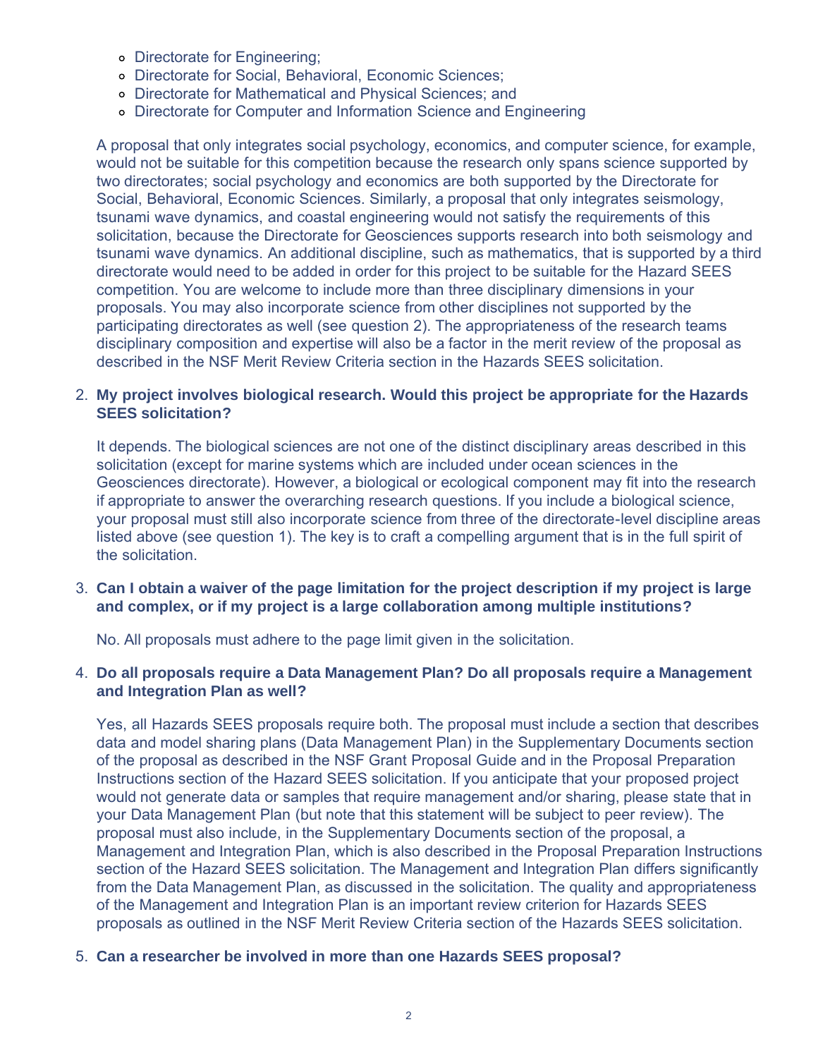- Directorate for Engineering;
- Directorate for Social, Behavioral, Economic Sciences;
- Directorate for Mathematical and Physical Sciences; and
- Directorate for Computer and Information Science and Engineering

A proposal that only integrates social psychology, economics, and computer science, for example, would not be suitable for this competition because the research only spans science supported by two directorates; social psychology and economics are both supported by the Directorate for Social, Behavioral, Economic Sciences. Similarly, a proposal that only integrates seismology, tsunami wave dynamics, and coastal engineering would not satisfy the requirements of this solicitation, because the Directorate for Geosciences supports research into both seismology and tsunami wave dynamics. An additional discipline, such as mathematics, that is supported by a third directorate would need to be added in order for this project to be suitable for the Hazard SEES competition. You are welcome to include more than three disciplinary dimensions in your proposals. You may also incorporate science from other disciplines not supported by the participating directorates as well (see question 2). The appropriateness of the research teams disciplinary composition and expertise will also be a factor in the merit review of the proposal as described in the NSF Merit Review Criteria section in the Hazards SEES solicitation.

2. **My project involves biological research. Would this project be appropriate for the Hazards SEES solicitation?**

   It depends. The biological sciences are not one of the distinct disciplinary areas described in this solicitation (except for marine systems which are included under ocean sciences in the Geosciences directorate). However, a biological or ecological component may fit into the research if appropriate to answer the overarching research questions. If you include a biological science, your proposal must still also incorporate science from three of the directorate-level discipline areas listed above (see question 1). The key is to craft a compelling argument that is in the full spirit of the solicitation.

3. **Can I obtain a waiver of the page limitation for the project description if my project is large and complex, or if my project is a large collaboration among multiple institutions?**

   No. All proposals must adhere to the page limit given in the solicitation.

4. **Do all proposals require a Data Management Plan? Do all proposals require a Management and Integration Plan as well?**

   Yes, all Hazards SEES proposals require both. The proposal must include a section that describes data and model sharing plans (Data Management Plan) in the Supplementary Documents section of the proposal as described in the NSF Grant Proposal Guide and in the Proposal Preparation Instructions section of the Hazard SEES solicitation. If you anticipate that your proposed project would not generate data or samples that require management and/or sharing, please state that in your Data Management Plan (but note that this statement will be subject to peer review). The proposal must also include, in the Supplementary Documents section of the proposal, a Management and Integration Plan, which is also described in the Proposal Preparation Instructions section of the Hazard SEES solicitation. The Management and Integration Plan differs significantly from the Data Management Plan, as discussed in the solicitation. The quality and appropriateness of the Management and Integration Plan is an important review criterion for Hazards SEES proposals as outlined in the NSF Merit Review Criteria section of the Hazards SEES solicitation.

5. **Can a researcher be involved in more than one Hazards SEES proposal?**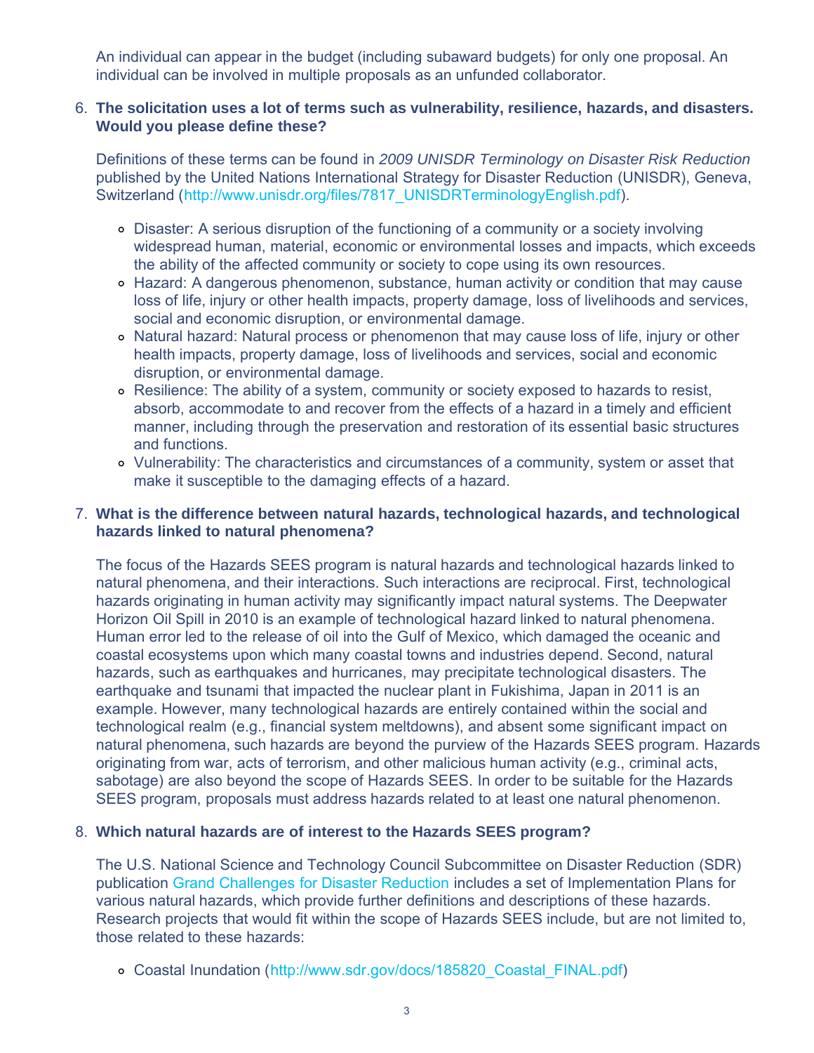An individual can appear in the budget (including subaward budgets) for only one proposal. An individual can be involved in multiple proposals as an unfunded collaborator.

6. **The solicitation uses a lot of terms such as vulnerability, resilience, hazards, and disasters. Would you please define these?**

   Definitions of these terms can be found in *2009 UNISDR Terminology on Disaster Risk Reduction* published by the United Nations International Strategy for Disaster Reduction (UNISDR), Geneva, Switzerland (http://www.unisdr.org/files/7817_UNISDRTerminologyEnglish.pdf).

   - Disaster: A serious disruption of the functioning of a community or a society involving widespread human, material, economic or environmental losses and impacts, which exceeds the ability of the affected community or society to cope using its own resources.
   - Hazard: A dangerous phenomenon, substance, human activity or condition that may cause loss of life, injury or other health impacts, property damage, loss of livelihoods and services, social and economic disruption, or environmental damage.
   - Natural hazard: Natural process or phenomenon that may cause loss of life, injury or other health impacts, property damage, loss of livelihoods and services, social and economic disruption, or environmental damage.
   - Resilience: The ability of a system, community or society exposed to hazards to resist, absorb, accommodate to and recover from the effects of a hazard in a timely and efficient manner, including through the preservation and restoration of its essential basic structures and functions.
   - Vulnerability: The characteristics and circumstances of a community, system or asset that make it susceptible to the damaging effects of a hazard.

7. **What is the difference between natural hazards, technological hazards, and technological hazards linked to natural phenomena?**

   The focus of the Hazards SEES program is natural hazards and technological hazards linked to natural phenomena, and their interactions. Such interactions are reciprocal. First, technological hazards originating in human activity may significantly impact natural systems. The Deepwater Horizon Oil Spill in 2010 is an example of technological hazard linked to natural phenomena. Human error led to the release of oil into the Gulf of Mexico, which damaged the oceanic and coastal ecosystems upon which many coastal towns and industries depend. Second, natural hazards, such as earthquakes and hurricanes, may precipitate technological disasters. The earthquake and tsunami that impacted the nuclear plant in Fukishima, Japan in 2011 is an example. However, many technological hazards are entirely contained within the social and technological realm (e.g., financial system meltdowns), and absent some significant impact on natural phenomena, such hazards are beyond the purview of the Hazards SEES program. Hazards originating from war, acts of terrorism, and other malicious human activity (e.g., criminal acts, sabotage) are also beyond the scope of Hazards SEES. In order to be suitable for the Hazards SEES program, proposals must address hazards related to at least one natural phenomenon.

8. **Which natural hazards are of interest to the Hazards SEES program?**

   The U.S. National Science and Technology Council Subcommittee on Disaster Reduction (SDR) publication Grand Challenges for Disaster Reduction includes a set of Implementation Plans for various natural hazards, which provide further definitions and descriptions of these hazards. Research projects that would fit within the scope of Hazards SEES include, but are not limited to, those related to these hazards:

   - Coastal Inundation (http://www.sdr.gov/docs/185820_Coastal_FINAL.pdf)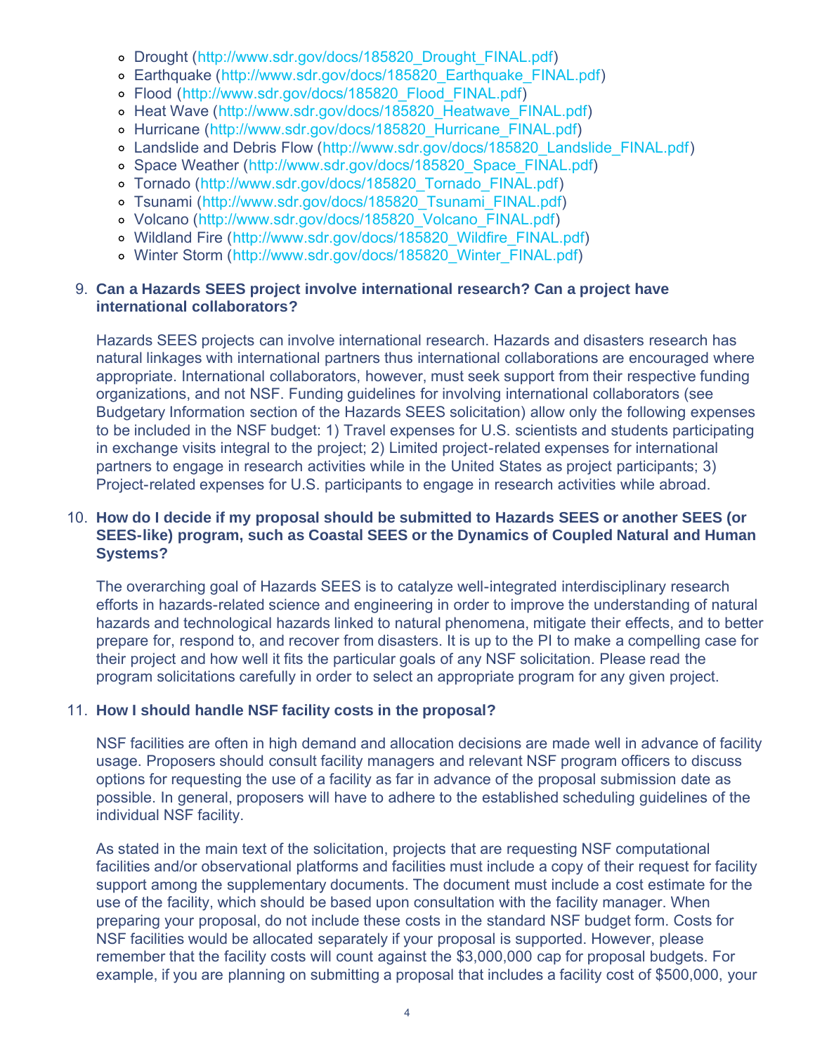- Drought (http://www.sdr.gov/docs/185820_Drought_FINAL.pdf)
- Earthquake (http://www.sdr.gov/docs/185820_Earthquake_FINAL.pdf)
- Flood (http://www.sdr.gov/docs/185820_Flood_FINAL.pdf)
- Heat Wave (http://www.sdr.gov/docs/185820_Heatwave_FINAL.pdf)
- Hurricane (http://www.sdr.gov/docs/185820_Hurricane_FINAL.pdf)
- Landslide and Debris Flow (http://www.sdr.gov/docs/185820_Landslide_FINAL.pdf)
- Space Weather (http://www.sdr.gov/docs/185820_Space_FINAL.pdf)
- Tornado (http://www.sdr.gov/docs/185820_Tornado_FINAL.pdf)
- Tsunami (http://www.sdr.gov/docs/185820_Tsunami_FINAL.pdf)
- Volcano (http://www.sdr.gov/docs/185820_Volcano_FINAL.pdf)
- Wildland Fire (http://www.sdr.gov/docs/185820_Wildfire_FINAL.pdf)
- Winter Storm (http://www.sdr.gov/docs/185820_Winter_FINAL.pdf)

9. **Can a Hazards SEES project involve international research? Can a project have international collaborators?**

   Hazards SEES projects can involve international research. Hazards and disasters research has natural linkages with international partners thus international collaborations are encouraged where appropriate. International collaborators, however, must seek support from their respective funding organizations, and not NSF. Funding guidelines for involving international collaborators (see Budgetary Information section of the Hazards SEES solicitation) allow only the following expenses to be included in the NSF budget: 1) Travel expenses for U.S. scientists and students participating in exchange visits integral to the project; 2) Limited project-related expenses for international partners to engage in research activities while in the United States as project participants; 3) Project-related expenses for U.S. participants to engage in research activities while abroad.

10. **How do I decide if my proposal should be submitted to Hazards SEES or another SEES (or SEES-like) program, such as Coastal SEES or the Dynamics of Coupled Natural and Human Systems?**

    The overarching goal of Hazards SEES is to catalyze well-integrated interdisciplinary research efforts in hazards-related science and engineering in order to improve the understanding of natural hazards and technological hazards linked to natural phenomena, mitigate their effects, and to better prepare for, respond to, and recover from disasters. It is up to the PI to make a compelling case for their project and how well it fits the particular goals of any NSF solicitation. Please read the program solicitations carefully in order to select an appropriate program for any given project.

11. **How I should handle NSF facility costs in the proposal?**

    NSF facilities are often in high demand and allocation decisions are made well in advance of facility usage. Proposers should consult facility managers and relevant NSF program officers to discuss options for requesting the use of a facility as far in advance of the proposal submission date as possible. In general, proposers will have to adhere to the established scheduling guidelines of the individual NSF facility.

    As stated in the main text of the solicitation, projects that are requesting NSF computational facilities and/or observational platforms and facilities must include a copy of their request for facility support among the supplementary documents. The document must include a cost estimate for the use of the facility, which should be based upon consultation with the facility manager. When preparing your proposal, do not include these costs in the standard NSF budget form. Costs for NSF facilities would be allocated separately if your proposal is supported. However, please remember that the facility costs will count against the $3,000,000 cap for proposal budgets. For example, if you are planning on submitting a proposal that includes a facility cost of $500,000, your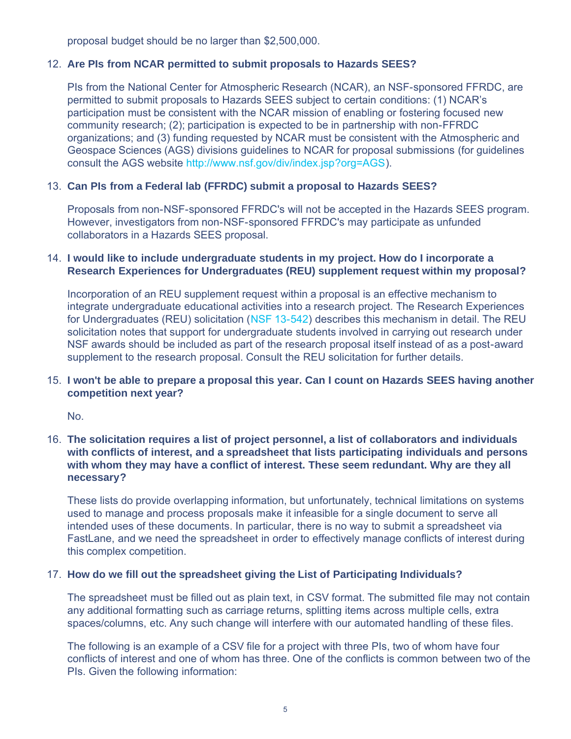proposal budget should be no larger than $2,500,000.

12. **Are PIs from NCAR permitted to submit proposals to Hazards SEES?**

    PIs from the National Center for Atmospheric Research (NCAR), an NSF-sponsored FFRDC, are permitted to submit proposals to Hazards SEES subject to certain conditions: (1) NCAR's participation must be consistent with the NCAR mission of enabling or fostering focused new community research; (2); participation is expected to be in partnership with non-FFRDC organizations; and (3) funding requested by NCAR must be consistent with the Atmospheric and Geospace Sciences (AGS) divisions guidelines to NCAR for proposal submissions (for guidelines consult the AGS website http://www.nsf.gov/div/index.jsp?org=AGS).

13. **Can PIs from a Federal lab (FFRDC) submit a proposal to Hazards SEES?**

    Proposals from non-NSF-sponsored FFRDC's will not be accepted in the Hazards SEES program. However, investigators from non-NSF-sponsored FFRDC's may participate as unfunded collaborators in a Hazards SEES proposal.

14. **I would like to include undergraduate students in my project. How do I incorporate a Research Experiences for Undergraduates (REU) supplement request within my proposal?**

    Incorporation of an REU supplement request within a proposal is an effective mechanism to integrate undergraduate educational activities into a research project. The Research Experiences for Undergraduates (REU) solicitation (NSF 13-542) describes this mechanism in detail. The REU solicitation notes that support for undergraduate students involved in carrying out research under NSF awards should be included as part of the research proposal itself instead of as a post-award supplement to the research proposal. Consult the REU solicitation for further details.

15. **I won't be able to prepare a proposal this year. Can I count on Hazards SEES having another competition next year?**

    No.

16. **The solicitation requires a list of project personnel, a list of collaborators and individuals with conflicts of interest, and a spreadsheet that lists participating individuals and persons with whom they may have a conflict of interest. These seem redundant. Why are they all necessary?**

    These lists do provide overlapping information, but unfortunately, technical limitations on systems used to manage and process proposals make it infeasible for a single document to serve all intended uses of these documents. In particular, there is no way to submit a spreadsheet via FastLane, and we need the spreadsheet in order to effectively manage conflicts of interest during this complex competition.

17. **How do we fill out the spreadsheet giving the List of Participating Individuals?**

    The spreadsheet must be filled out as plain text, in CSV format. The submitted file may not contain any additional formatting such as carriage returns, splitting items across multiple cells, extra spaces/columns, etc. Any such change will interfere with our automated handling of these files.

    The following is an example of a CSV file for a project with three PIs, two of whom have four conflicts of interest and one of whom has three. One of the conflicts is common between two of the PIs. Given the following information: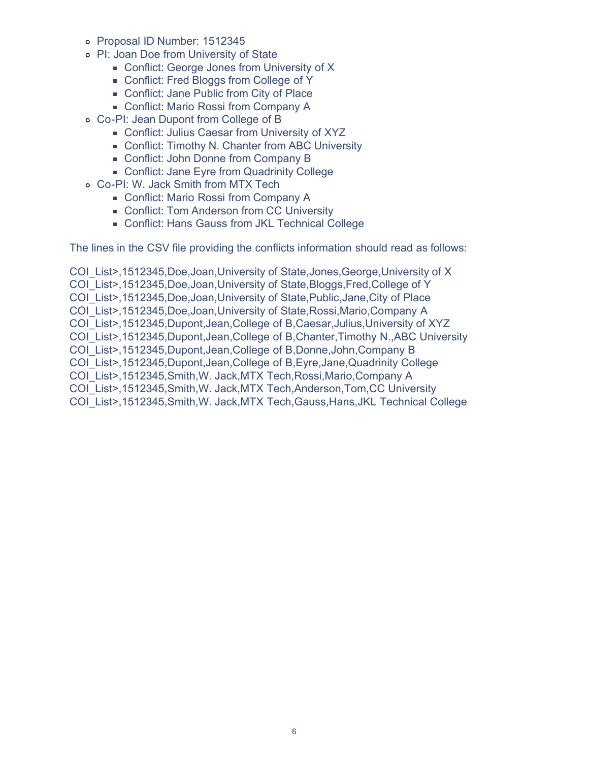- Proposal ID Number: 1512345
- PI: Joan Doe from University of State
    - Conflict: George Jones from University of X
    - Conflict: Fred Bloggs from College of Y
    - Conflict: Jane Public from City of Place
    - Conflict: Mario Rossi from Company A
- Co-PI: Jean Dupont from College of B
    - Conflict: Julius Caesar from University of XYZ
    - Conflict: Timothy N. Chanter from ABC University
    - Conflict: John Donne from Company B
    - Conflict: Jane Eyre from Quadrinity College
- Co-PI: W. Jack Smith from MTX Tech
    - Conflict: Mario Rossi from Company A
    - Conflict: Tom Anderson from CC University
    - Conflict: Hans Gauss from JKL Technical College

The lines in the CSV file providing the conflicts information should read as follows:

```
COI_List>,1512345,Doe,Joan,University of State,Jones,George,University of X
COI_List>,1512345,Doe,Joan,University of State,Bloggs,Fred,College of Y
COI_List>,1512345,Doe,Joan,University of State,Public,Jane,City of Place
COI_List>,1512345,Doe,Joan,University of State,Rossi,Mario,Company A
COI_List>,1512345,Dupont,Jean,College of B,Caesar,Julius,University of XYZ
COI_List>,1512345,Dupont,Jean,College of B,Chanter,Timothy N.,ABC University
COI_List>,1512345,Dupont,Jean,College of B,Donne,John,Company B
COI_List>,1512345,Dupont,Jean,College of B,Eyre,Jane,Quadrinity College
COI_List>,1512345,Smith,W. Jack,MTX Tech,Rossi,Mario,Company A
COI_List>,1512345,Smith,W. Jack,MTX Tech,Anderson,Tom,CC University
COI_List>,1512345,Smith,W. Jack,MTX Tech,Gauss,Hans,JKL Technical College
```